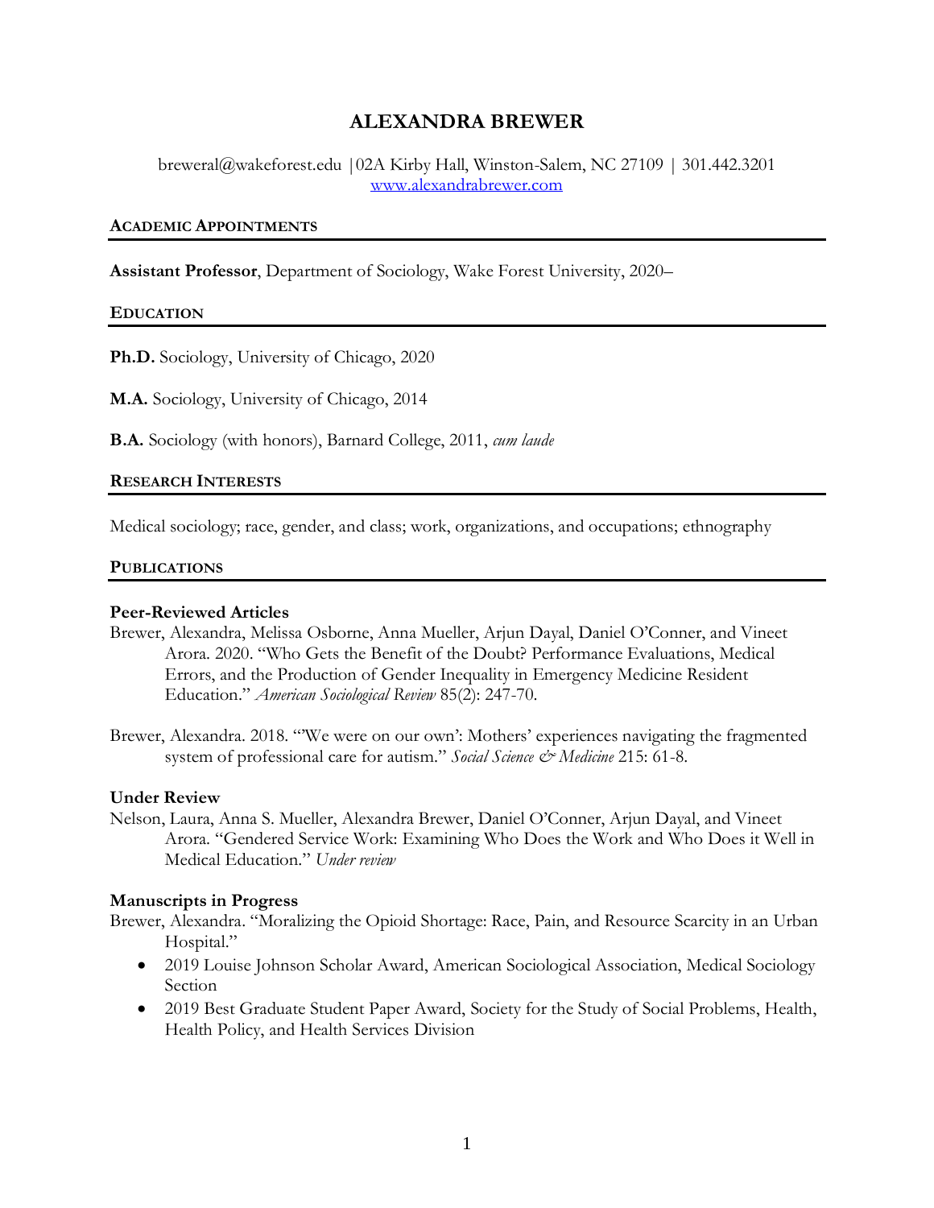# ALEXANDRA BREWER

breweral@wakeforest.edu |02A Kirby Hall, Winston-Salem, NC 27109 | 301.442.3201
[www.alexandrabrewer.com](http://www.alexandrabrewer.com)

## ACADEMIC APPOINTMENTS

**Assistant Professor**, Department of Sociology, Wake Forest University, 2020–

## EDUCATION

**Ph.D.** Sociology, University of Chicago, 2020

**M.A.** Sociology, University of Chicago, 2014

**B.A.** Sociology (with honors), Barnard College, 2011, *cum laude*

## RESEARCH INTERESTS

Medical sociology; race, gender, and class; work, organizations, and occupations; ethnography

## PUBLICATIONS

### Peer-Reviewed Articles

Brewer, Alexandra, Melissa Osborne, Anna Mueller, Arjun Dayal, Daniel O'Conner, and Vineet Arora. 2020. "Who Gets the Benefit of the Doubt? Performance Evaluations, Medical Errors, and the Production of Gender Inequality in Emergency Medicine Resident Education." *American Sociological Review* 85(2): 247-70.

Brewer, Alexandra. 2018. "'We were on our own': Mothers' experiences navigating the fragmented system of professional care for autism." *Social Science & Medicine* 215: 61-8.

### Under Review

Nelson, Laura, Anna S. Mueller, Alexandra Brewer, Daniel O'Conner, Arjun Dayal, and Vineet Arora. "Gendered Service Work: Examining Who Does the Work and Who Does it Well in Medical Education." *Under review*

### Manuscripts in Progress

Brewer, Alexandra. "Moralizing the Opioid Shortage: Race, Pain, and Resource Scarcity in an Urban Hospital."

- 2019 Louise Johnson Scholar Award, American Sociological Association, Medical Sociology Section
- 2019 Best Graduate Student Paper Award, Society for the Study of Social Problems, Health, Health Policy, and Health Services Division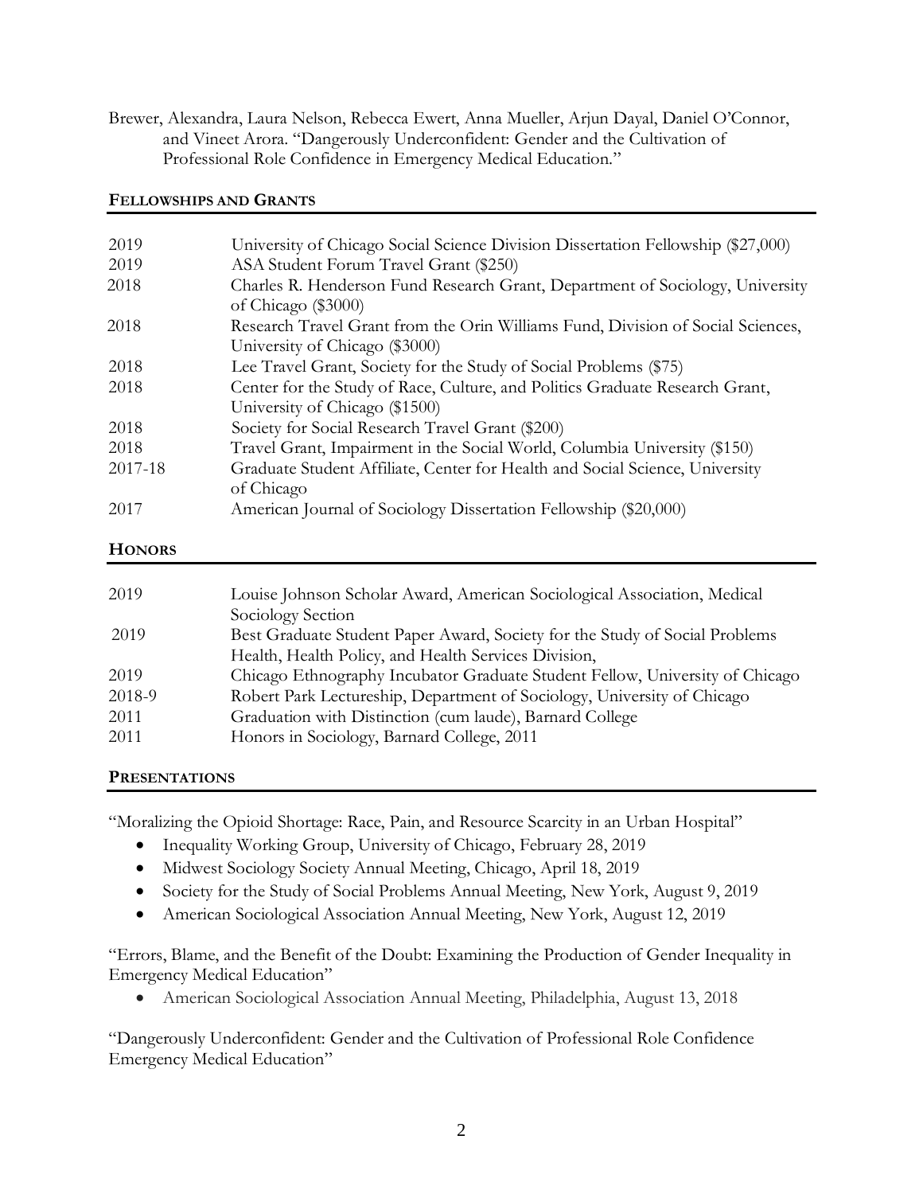Brewer, Alexandra, Laura Nelson, Rebecca Ewert, Anna Mueller, Arjun Dayal, Daniel O'Connor, and Vineet Arora. "Dangerously Underconfident: Gender and the Cultivation of Professional Role Confidence in Emergency Medical Education."

## FELLOWSHIPS AND GRANTS

| | |
|---|---|
| 2019 | University of Chicago Social Science Division Dissertation Fellowship ($27,000) |
| 2019 | ASA Student Forum Travel Grant ($250) |
| 2018 | Charles R. Henderson Fund Research Grant, Department of Sociology, University of Chicago ($3000) |
| 2018 | Research Travel Grant from the Orin Williams Fund, Division of Social Sciences, University of Chicago ($3000) |
| 2018 | Lee Travel Grant, Society for the Study of Social Problems ($75) |
| 2018 | Center for the Study of Race, Culture, and Politics Graduate Research Grant, University of Chicago ($1500) |
| 2018 | Society for Social Research Travel Grant ($200) |
| 2018 | Travel Grant, Impairment in the Social World, Columbia University ($150) |
| 2017-18 | Graduate Student Affiliate, Center for Health and Social Science, University of Chicago |
| 2017 | American Journal of Sociology Dissertation Fellowship ($20,000) |

## HONORS

| | |
|---|---|
| 2019 | Louise Johnson Scholar Award, American Sociological Association, Medical Sociology Section |
| 2019 | Best Graduate Student Paper Award, Society for the Study of Social Problems Health, Health Policy, and Health Services Division, |
| 2019 | Chicago Ethnography Incubator Graduate Student Fellow, University of Chicago |
| 2018-9 | Robert Park Lectureship, Department of Sociology, University of Chicago |
| 2011 | Graduation with Distinction (cum laude), Barnard College |
| 2011 | Honors in Sociology, Barnard College, 2011 |

## PRESENTATIONS

"Moralizing the Opioid Shortage: Race, Pain, and Resource Scarcity in an Urban Hospital"

- Inequality Working Group, University of Chicago, February 28, 2019
- Midwest Sociology Society Annual Meeting, Chicago, April 18, 2019
- Society for the Study of Social Problems Annual Meeting, New York, August 9, 2019
- American Sociological Association Annual Meeting, New York, August 12, 2019

"Errors, Blame, and the Benefit of the Doubt: Examining the Production of Gender Inequality in Emergency Medical Education"

- American Sociological Association Annual Meeting, Philadelphia, August 13, 2018

"Dangerously Underconfident: Gender and the Cultivation of Professional Role Confidence Emergency Medical Education"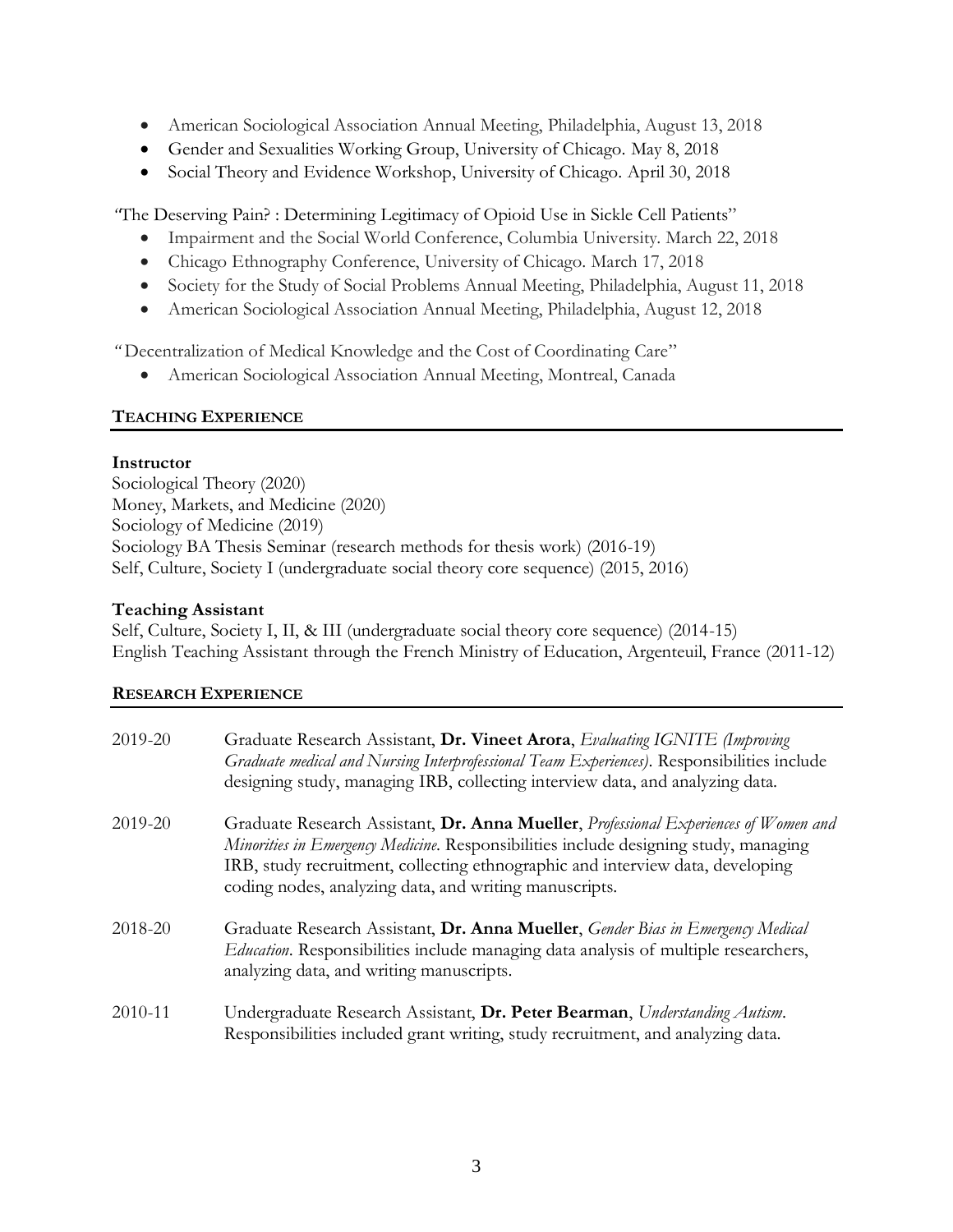- American Sociological Association Annual Meeting, Philadelphia, August 13, 2018
- Gender and Sexualities Working Group, University of Chicago. May 8, 2018
- Social Theory and Evidence Workshop, University of Chicago. April 30, 2018

"The Deserving Pain? : Determining Legitimacy of Opioid Use in Sickle Cell Patients"

- Impairment and the Social World Conference, Columbia University. March 22, 2018
- Chicago Ethnography Conference, University of Chicago. March 17, 2018
- Society for the Study of Social Problems Annual Meeting, Philadelphia, August 11, 2018
- American Sociological Association Annual Meeting, Philadelphia, August 12, 2018

"Decentralization of Medical Knowledge and the Cost of Coordinating Care"

- American Sociological Association Annual Meeting, Montreal, Canada

## TEACHING EXPERIENCE

**Instructor**

Sociological Theory (2020)
Money, Markets, and Medicine (2020)
Sociology of Medicine (2019)
Sociology BA Thesis Seminar (research methods for thesis work) (2016-19)
Self, Culture, Society I (undergraduate social theory core sequence) (2015, 2016)

**Teaching Assistant**

Self, Culture, Society I, II, & III (undergraduate social theory core sequence) (2014-15)
English Teaching Assistant through the French Ministry of Education, Argenteuil, France (2011-12)

## RESEARCH EXPERIENCE

2019-20 — Graduate Research Assistant, **Dr. Vineet Arora**, *Evaluating IGNITE (Improving Graduate medical and Nursing Interprofessional Team Experiences)*. Responsibilities include designing study, managing IRB, collecting interview data, and analyzing data.

2019-20 — Graduate Research Assistant, **Dr. Anna Mueller**, *Professional Experiences of Women and Minorities in Emergency Medicine*. Responsibilities include designing study, managing IRB, study recruitment, collecting ethnographic and interview data, developing coding nodes, analyzing data, and writing manuscripts.

2018-20 — Graduate Research Assistant, **Dr. Anna Mueller**, *Gender Bias in Emergency Medical Education*. Responsibilities include managing data analysis of multiple researchers, analyzing data, and writing manuscripts.

2010-11 — Undergraduate Research Assistant, **Dr. Peter Bearman**, *Understanding Autism*. Responsibilities included grant writing, study recruitment, and analyzing data.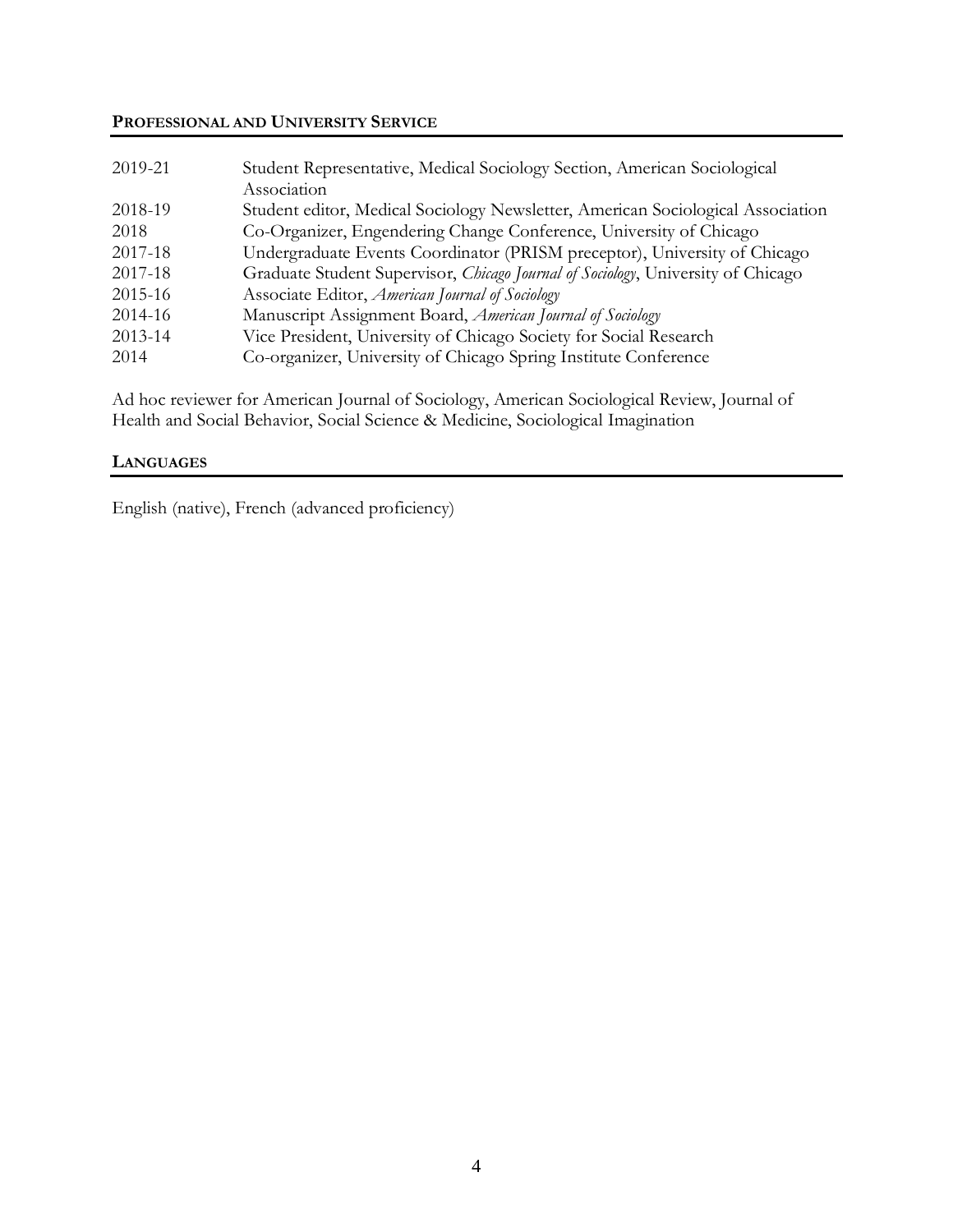## PROFESSIONAL AND UNIVERSITY SERVICE

| | |
|---|---|
| 2019-21 | Student Representative, Medical Sociology Section, American Sociological Association |
| 2018-19 | Student editor, Medical Sociology Newsletter, American Sociological Association |
| 2018 | Co-Organizer, Engendering Change Conference, University of Chicago |
| 2017-18 | Undergraduate Events Coordinator (PRISM preceptor), University of Chicago |
| 2017-18 | Graduate Student Supervisor, *Chicago Journal of Sociology*, University of Chicago |
| 2015-16 | Associate Editor, *American Journal of Sociology* |
| 2014-16 | Manuscript Assignment Board, *American Journal of Sociology* |
| 2013-14 | Vice President, University of Chicago Society for Social Research |
| 2014 | Co-organizer, University of Chicago Spring Institute Conference |

Ad hoc reviewer for American Journal of Sociology, American Sociological Review, Journal of Health and Social Behavior, Social Science & Medicine, Sociological Imagination

## LANGUAGES

English (native), French (advanced proficiency)